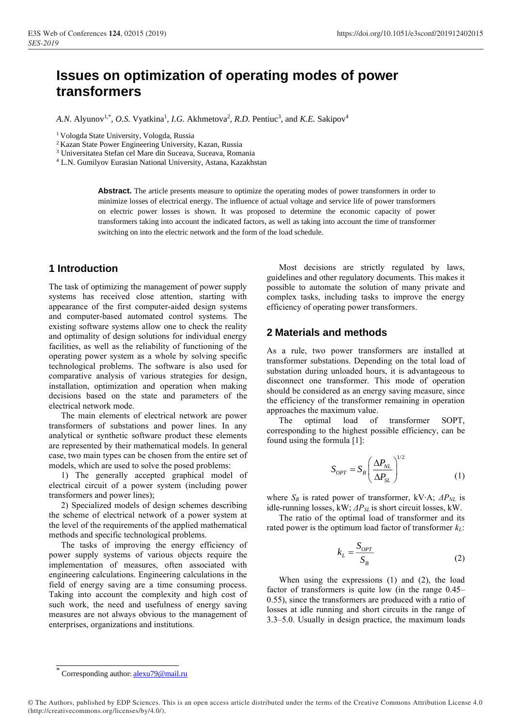# Issues on optimization of operating modes of power transformers

*A.N.* Alyunov[1,*], *O.S.* Vyatkina[1], *I.G.* Akhmetova[2], *R.D.* Pentiuc[3], and *K.E.* Sakipov[4]

[1] Vologda State University, Vologda, Russia

[2] Kazan State Power Engineering University, Kazan, Russia

[3] Universitatea Stefan cel Mare din Suceava, Suceava, Romania

[4] L.N. Gumilyov Eurasian National University, Astana, Kazakhstan

**Abstract.** The article presents measure to optimize the operating modes of power transformers in order to minimize losses of electrical energy. The influence of actual voltage and service life of power transformers on electric power losses is shown. It was proposed to determine the economic capacity of power transformers taking into account the indicated factors, as well as taking into account the time of transformer switching on into the electric network and the form of the load schedule.

## 1 Introduction

The task of optimizing the management of power supply systems has received close attention, starting with appearance of the first computer-aided design systems and computer-based automated control systems. The existing software systems allow one to check the reality and optimality of design solutions for individual energy facilities, as well as the reliability of functioning of the operating power system as a whole by solving specific technological problems. The software is also used for comparative analysis of various strategies for design, installation, optimization and operation when making decisions based on the state and parameters of the electrical network mode.

The main elements of electrical network are power transformers of substations and power lines. In any analytical or synthetic software product these elements are represented by their mathematical models. In general case, two main types can be chosen from the entire set of models, which are used to solve the posed problems:

1) The generally accepted graphical model of electrical circuit of a power system (including power transformers and power lines);

2) Specialized models of design schemes describing the scheme of electrical network of a power system at the level of the requirements of the applied mathematical methods and specific technological problems.

The tasks of improving the energy efficiency of power supply systems of various objects require the implementation of measures, often associated with engineering calculations. Engineering calculations in the field of energy saving are a time consuming process. Taking into account the complexity and high cost of such work, the need and usefulness of energy saving measures are not always obvious to the management of enterprises, organizations and institutions.

Most decisions are strictly regulated by laws, guidelines and other regulatory documents. This makes it possible to automate the solution of many private and complex tasks, including tasks to improve the energy efficiency of operating power transformers.

## 2 Materials and methods

As a rule, two power transformers are installed at transformer substations. Depending on the total load of substation during unloaded hours, it is advantageous to disconnect one transformer. This mode of operation should be considered as an energy saving measure, since the efficiency of the transformer remaining in operation approaches the maximum value.

The optimal load of transformer SOPT, corresponding to the highest possible efficiency, can be found using the formula [1]:

$$S_{OPT} = S_B \left( \frac{\Delta P_{NL}}{\Delta P_{SL}} \right)^{1/2} \tag{1}$$

where $S_B$ is rated power of transformer, kV·A; $\Delta P_{NL}$ is idle-running losses, kW; $\Delta P_{SL}$ is short circuit losses, kW.

The ratio of the optimal load of transformer and its rated power is the optimum load factor of transformer $k_L$:

$$k_L = \frac{S_{OPT}}{S_B} \tag{2}$$

When using the expressions (1) and (2), the load factor of transformers is quite low (in the range 0.45–0.55), since the transformers are produced with a ratio of losses at idle running and short circuits in the range of 3.3–5.0. Usually in design practice, the maximum loads

---

[*] Corresponding author: alexu79@mail.ru

© The Authors, published by EDP Sciences. This is an open access article distributed under the terms of the Creative Commons Attribution License 4.0 (http://creativecommons.org/licenses/by/4.0/).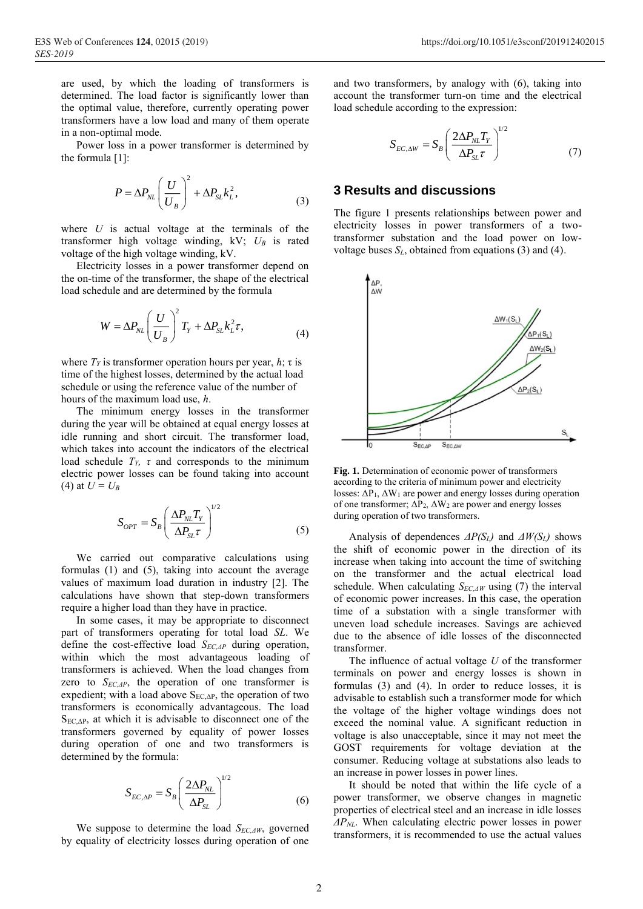are used, by which the loading of transformers is determined. The load factor is significantly lower than the optimal value, therefore, currently operating power transformers have a low load and many of them operate in a non-optimal mode.

Power loss in a power transformer is determined by the formula [1]:

$$P = \Delta P_{NL}\left(\frac{U}{U_B}\right)^2 + \Delta P_{SL} k_L^2, \tag{3}$$

where $U$ is actual voltage at the terminals of the transformer high voltage winding, kV; $U_B$ is rated voltage of the high voltage winding, kV.

Electricity losses in a power transformer depend on the on-time of the transformer, the shape of the electrical load schedule and are determined by the formula

$$W = \Delta P_{NL}\left(\frac{U}{U_B}\right)^2 T_Y + \Delta P_{SL} k_L^2 \tau, \tag{4}$$

where $T_Y$ is transformer operation hours per year, *h*; τ is time of the highest losses, determined by the actual load schedule or using the reference value of the number of hours of the maximum load use, *h*.

The minimum energy losses in the transformer during the year will be obtained at equal energy losses at idle running and short circuit. The transformer load, which takes into account the indicators of the electrical load schedule $T_Y$, $\tau$ and corresponds to the minimum electric power losses can be found taking into account (4) at $U = U_B$

$$S_{OPT} = S_B\left(\frac{\Delta P_{NL} T_Y}{\Delta P_{SL} \tau}\right)^{1/2} \tag{5}$$

We carried out comparative calculations using formulas (1) and (5), taking into account the average values of maximum load duration in industry [2]. The calculations have shown that step-down transformers require a higher load than they have in practice.

In some cases, it may be appropriate to disconnect part of transformers operating for total load *SL*. We define the cost-effective load $S_{EC,\Delta P}$ during operation, within which the most advantageous loading of transformers is achieved. When the load changes from zero to $S_{EC,\Delta P}$, the operation of one transformer is expedient; with a load above $S_{EC,\Delta P}$, the operation of two transformers is economically advantageous. The load $S_{EC,\Delta P}$, at which it is advisable to disconnect one of the transformers governed by equality of power losses during operation of one and two transformers is determined by the formula:

$$S_{EC,\Delta P} = S_B\left(\frac{2\Delta P_{NL}}{\Delta P_{SL}}\right)^{1/2} \tag{6}$$

We suppose to determine the load $S_{EC,\Delta W}$, governed by equality of electricity losses during operation of one and two transformers, by analogy with (6), taking into account the transformer turn-on time and the electrical load schedule according to the expression:

$$S_{EC,\Delta W} = S_B\left(\frac{2\Delta P_{NL} T_Y}{\Delta P_{SL} \tau}\right)^{1/2} \tag{7}$$

## 3 Results and discussions

The figure 1 presents relationships between power and electricity losses in power transformers of a two-transformer substation and the load power on low-voltage buses $S_L$, obtained from equations (3) and (4).

**Fig. 1.** Determination of economic power of transformers according to the criteria of minimum power and electricity losses: $\Delta P_1$, $\Delta W_1$ are power and energy losses during operation of one transformer; $\Delta P_2$, $\Delta W_2$ are power and energy losses during operation of two transformers.

Analysis of dependences $\Delta P(S_L)$ and $\Delta W(S_L)$ shows the shift of economic power in the direction of its increase when taking into account the time of switching on the transformer and the actual electrical load schedule. When calculating $S_{EC,\Delta W}$ using (7) the interval of economic power increases. In this case, the operation time of a substation with a single transformer with uneven load schedule increases. Savings are achieved due to the absence of idle losses of the disconnected transformer.

The influence of actual voltage $U$ of the transformer terminals on power and energy losses is shown in formulas (3) and (4). In order to reduce losses, it is advisable to establish such a transformer mode for which the voltage of the higher voltage windings does not exceed the nominal value. A significant reduction in voltage is also unacceptable, since it may not meet the GOST requirements for voltage deviation at the consumer. Reducing voltage at substations also leads to an increase in power losses in power lines.

It should be noted that within the life cycle of a power transformer, we observe changes in magnetic properties of electrical steel and an increase in idle losses $\Delta P_{NL}$. When calculating electric power losses in power transformers, it is recommended to use the actual values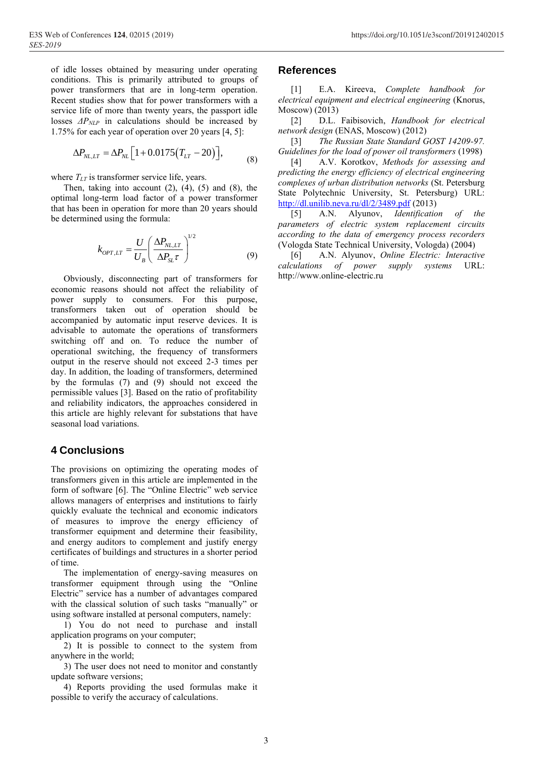of idle losses obtained by measuring under operating conditions. This is primarily attributed to groups of power transformers that are in long-term operation. Recent studies show that for power transformers with a service life of more than twenty years, the passport idle losses $\Delta P_{NLP}$ in calculations should be increased by 1.75% for each year of operation over 20 years [4, 5]:

$$\Delta P_{NL,LT} = \Delta P_{NL}\left[1 + 0.0175\left(T_{LT} - 20\right)\right], \tag{8}$$

where $T_{LT}$ is transformer service life, years.

Then, taking into account (2), (4), (5) and (8), the optimal long-term load factor of a power transformer that has been in operation for more than 20 years should be determined using the formula:

$$k_{OPT,LT} = \frac{U}{U_B}\left(\frac{\Delta P_{NL,LT}}{\Delta P_{SL}\tau}\right)^{1/2} \tag{9}$$

Obviously, disconnecting part of transformers for economic reasons should not affect the reliability of power supply to consumers. For this purpose, transformers taken out of operation should be accompanied by automatic input reserve devices. It is advisable to automate the operations of transformers switching off and on. To reduce the number of operational switching, the frequency of transformers output in the reserve should not exceed 2-3 times per day. In addition, the loading of transformers, determined by the formulas (7) and (9) should not exceed the permissible values [3]. Based on the ratio of profitability and reliability indicators, the approaches considered in this article are highly relevant for substations that have seasonal load variations.

## 4 Conclusions

The provisions on optimizing the operating modes of transformers given in this article are implemented in the form of software [6]. The "Online Electric" web service allows managers of enterprises and institutions to fairly quickly evaluate the technical and economic indicators of measures to improve the energy efficiency of transformer equipment and determine their feasibility, and energy auditors to complement and justify energy certificates of buildings and structures in a shorter period of time.

The implementation of energy-saving measures on transformer equipment through using the "Online Electric" service has a number of advantages compared with the classical solution of such tasks "manually" or using software installed at personal computers, namely:

1) You do not need to purchase and install application programs on your computer;

2) It is possible to connect to the system from anywhere in the world;

3) The user does not need to monitor and constantly update software versions;

4) Reports providing the used formulas make it possible to verify the accuracy of calculations.

## References

[1] E.A. Kireeva, *Complete handbook for electrical equipment and electrical engineering* (Knorus, Moscow) (2013)

[2] D.L. Faibisovich, *Handbook for electrical network design* (ENAS, Moscow) (2012)

[3] *The Russian State Standard GOST 14209-97. Guidelines for the load of power oil transformers* (1998)

[4] A.V. Korotkov, *Methods for assessing and predicting the energy efficiency of electrical engineering complexes of urban distribution networks* (St. Petersburg State Polytechnic University, St. Petersburg) URL: http://dl.unilib.neva.ru/dl/2/3489.pdf (2013)

[5] A.N. Alyunov, *Identification of the parameters of electric system replacement circuits according to the data of emergency process recorders* (Vologda State Technical University, Vologda) (2004)

[6] A.N. Alyunov, *Online Electric: Interactive calculations of power supply systems* URL: http://www.online-electric.ru